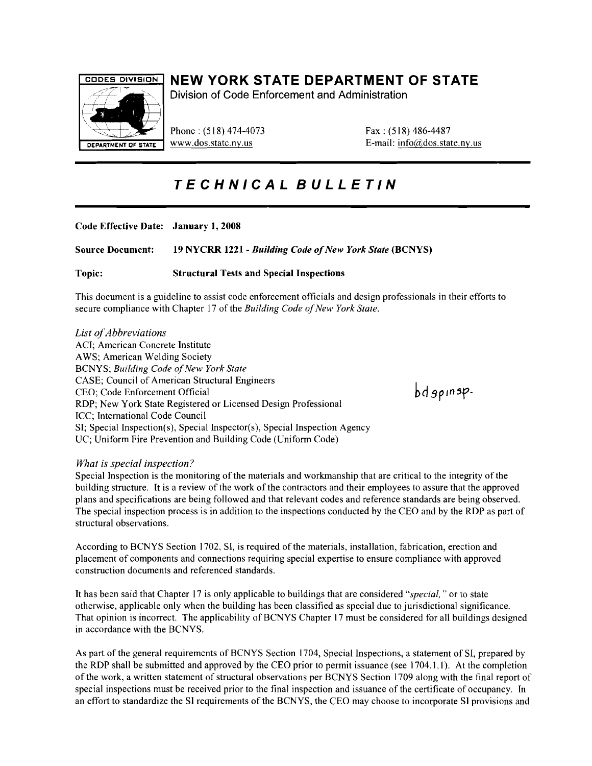# NEW YORK STATE DEPARTMENT OF STATE

Division of Code Enforcement and Administration

Phone : (518) 474-4073
www.dos.state.ny.us

Fax : (518) 486-4487
E-mail: info@dos.state.ny.us

## *TECHNICAL BULLETIN*

**Code Effective Date: January 1, 2008**

**Source Document: 19 NYCRR 1221 - *Building Code of New York State* (BCNYS)**

**Topic: Structural Tests and Special Inspections**

This document is a guideline to assist code enforcement officials and design professionals in their efforts to secure compliance with Chapter 17 of the *Building Code of New York State.*

bd spinsp.

*List of Abbreviations*

ACI; American Concrete Institute
AWS; American Welding Society
BCNYS; *Building Code of New York State*
CASE; Council of American Structural Engineers
CEO; Code Enforcement Official
RDP; New York State Registered or Licensed Design Professional
ICC; International Code Council
SI; Special Inspection(s), Special Inspector(s), Special Inspection Agency
UC; Uniform Fire Prevention and Building Code (Uniform Code)

*What is special inspection?*

Special Inspection is the monitoring of the materials and workmanship that are critical to the integrity of the building structure. It is a review of the work of the contractors and their employees to assure that the approved plans and specifications are being followed and that relevant codes and reference standards are being observed. The special inspection process is in addition to the inspections conducted by the CEO and by the RDP as part of structural observations.

According to BCNYS Section 1702, SI, is required of the materials, installation, fabrication, erection and placement of components and connections requiring special expertise to ensure compliance with approved construction documents and referenced standards.

It has been said that Chapter 17 is only applicable to buildings that are considered *"special,"* or to state otherwise, applicable only when the building has been classified as special due to jurisdictional significance. That opinion is incorrect. The applicability of BCNYS Chapter 17 must be considered for all buildings designed in accordance with the BCNYS.

As part of the general requirements of BCNYS Section 1704, Special Inspections, a statement of SI, prepared by the RDP shall be submitted and approved by the CEO prior to permit issuance (see 1704.1.1). At the completion of the work, a written statement of structural observations per BCNYS Section 1709 along with the final report of special inspections must be received prior to the final inspection and issuance of the certificate of occupancy. In an effort to standardize the SI requirements of the BCNYS, the CEO may choose to incorporate SI provisions and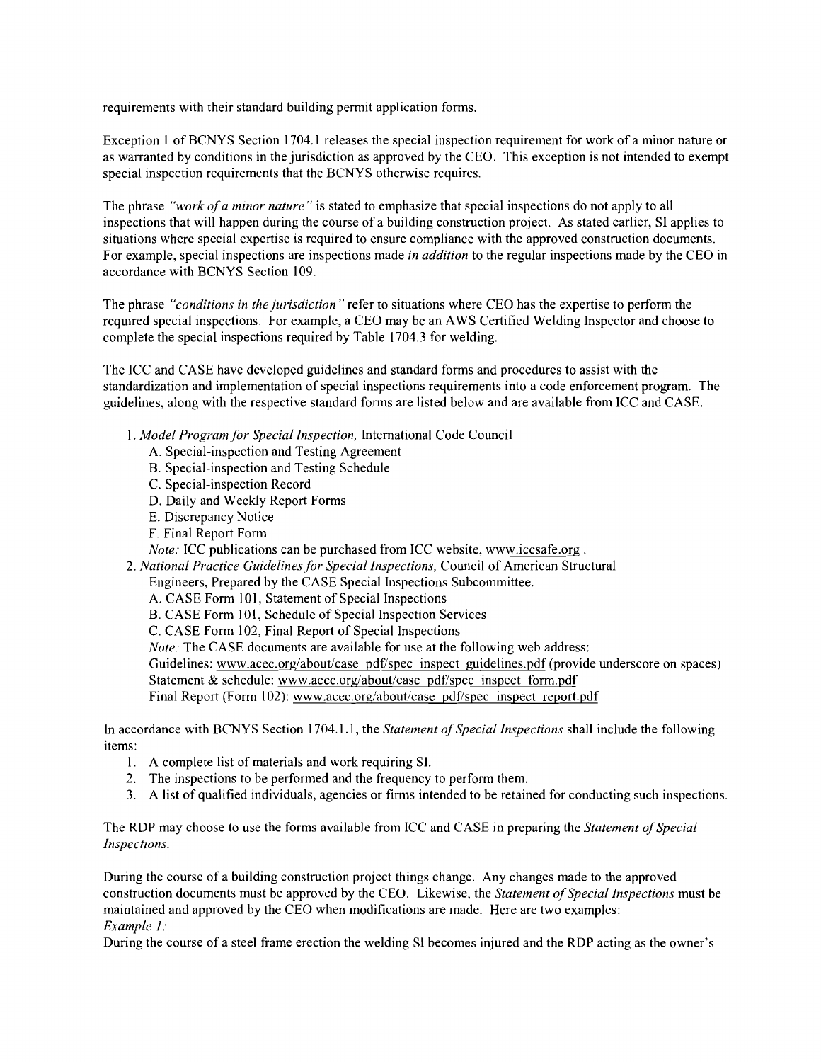requirements with their standard building permit application forms.

Exception 1 of BCNYS Section 1704.1 releases the special inspection requirement for work of a minor nature or as warranted by conditions in the jurisdiction as approved by the CEO. This exception is not intended to exempt special inspection requirements that the BCNYS otherwise requires.

The phrase *"work of a minor nature"* is stated to emphasize that special inspections do not apply to all inspections that will happen during the course of a building construction project. As stated earlier, SI applies to situations where special expertise is required to ensure compliance with the approved construction documents. For example, special inspections are inspections made *in addition* to the regular inspections made by the CEO in accordance with BCNYS Section 109.

The phrase *"conditions in the jurisdiction"* refer to situations where CEO has the expertise to perform the required special inspections. For example, a CEO may be an AWS Certified Welding Inspector and choose to complete the special inspections required by Table 1704.3 for welding.

The ICC and CASE have developed guidelines and standard forms and procedures to assist with the standardization and implementation of special inspections requirements into a code enforcement program. The guidelines, along with the respective standard forms are listed below and are available from ICC and CASE.

1. *Model Program for Special Inspection,* International Code Council
   A. Special-inspection and Testing Agreement
   B. Special-inspection and Testing Schedule
   C. Special-inspection Record
   D. Daily and Weekly Report Forms
   E. Discrepancy Notice
   F. Final Report Form
   *Note:* ICC publications can be purchased from ICC website, www.iccsafe.org .
2. *National Practice Guidelines for Special Inspections,* Council of American Structural Engineers, Prepared by the CASE Special Inspections Subcommittee.
   A. CASE Form 101, Statement of Special Inspections
   B. CASE Form 101, Schedule of Special Inspection Services
   C. CASE Form 102, Final Report of Special Inspections
   *Note:* The CASE documents are available for use at the following web address:
   Guidelines: www.acec.org/about/case pdf/spec inspect guidelines.pdf (provide underscore on spaces)
   Statement & schedule: www.acec.org/about/case pdf/spec inspect form.pdf
   Final Report (Form 102): www.acec.org/about/case pdf/spec inspect report.pdf

In accordance with BCNYS Section 1704.1.1, the *Statement of Special Inspections* shall include the following items:

1. A complete list of materials and work requiring SI.
2. The inspections to be performed and the frequency to perform them.
3. A list of qualified individuals, agencies or firms intended to be retained for conducting such inspections.

The RDP may choose to use the forms available from ICC and CASE in preparing the *Statement of Special Inspections*.

During the course of a building construction project things change. Any changes made to the approved construction documents must be approved by the CEO. Likewise, the *Statement of Special Inspections* must be maintained and approved by the CEO when modifications are made. Here are two examples:

*Example 1:*

During the course of a steel frame erection the welding SI becomes injured and the RDP acting as the owner's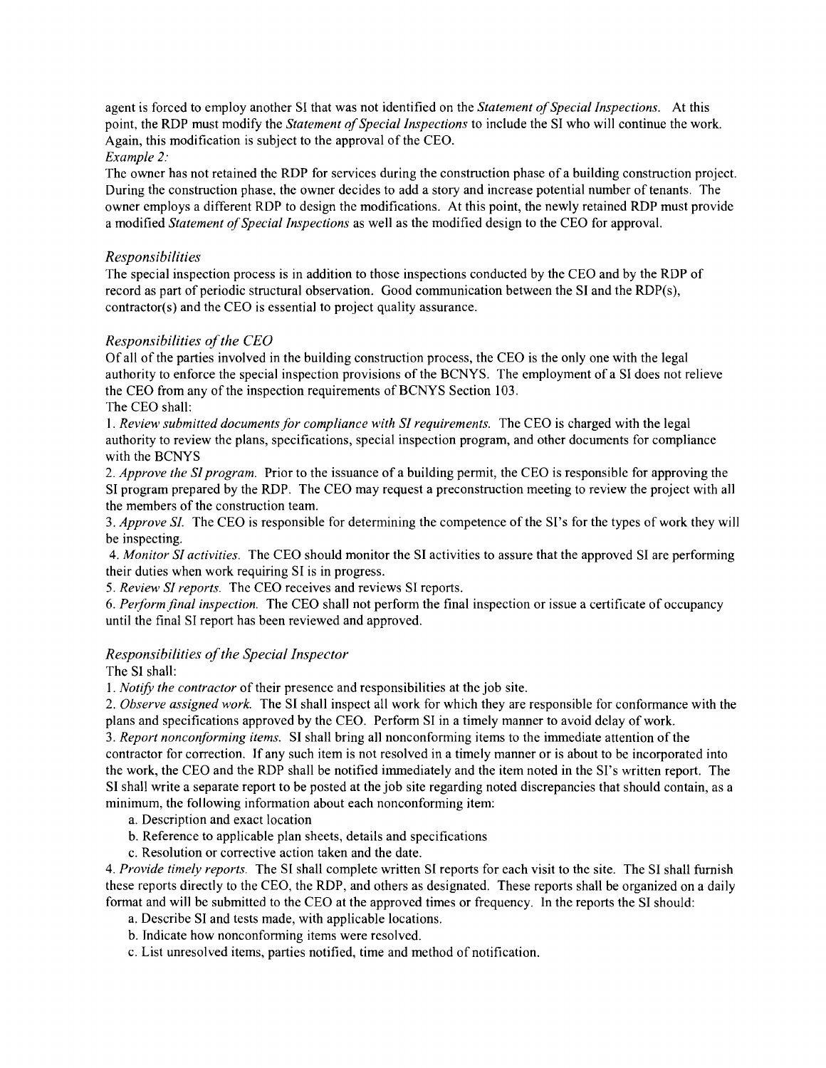agent is forced to employ another SI that was not identified on the *Statement of Special Inspections*. At this point, the RDP must modify the *Statement of Special Inspections* to include the SI who will continue the work. Again, this modification is subject to the approval of the CEO.

*Example 2:*

The owner has not retained the RDP for services during the construction phase of a building construction project. During the construction phase, the owner decides to add a story and increase potential number of tenants. The owner employs a different RDP to design the modifications. At this point, the newly retained RDP must provide a modified *Statement of Special Inspections* as well as the modified design to the CEO for approval.

### *Responsibilities*

The special inspection process is in addition to those inspections conducted by the CEO and by the RDP of record as part of periodic structural observation. Good communication between the SI and the RDP(s), contractor(s) and the CEO is essential to project quality assurance.

### *Responsibilities of the CEO*

Of all of the parties involved in the building construction process, the CEO is the only one with the legal authority to enforce the special inspection provisions of the BCNYS. The employment of a SI does not relieve the CEO from any of the inspection requirements of BCNYS Section 103.

The CEO shall:

1. *Review submitted documents for compliance with SI requirements.* The CEO is charged with the legal authority to review the plans, specifications, special inspection program, and other documents for compliance with the BCNYS
2. *Approve the SI program.* Prior to the issuance of a building permit, the CEO is responsible for approving the SI program prepared by the RDP. The CEO may request a preconstruction meeting to review the project with all the members of the construction team.
3. *Approve SI.* The CEO is responsible for determining the competence of the SI's for the types of work they will be inspecting.
4. *Monitor SI activities.* The CEO should monitor the SI activities to assure that the approved SI are performing their duties when work requiring SI is in progress.
5. *Review SI reports.* The CEO receives and reviews SI reports.
6. *Perform final inspection.* The CEO shall not perform the final inspection or issue a certificate of occupancy until the final SI report has been reviewed and approved.

### *Responsibilities of the Special Inspector*

The SI shall:

1. *Notify the contractor* of their presence and responsibilities at the job site.
2. *Observe assigned work.* The SI shall inspect all work for which they are responsible for conformance with the plans and specifications approved by the CEO. Perform SI in a timely manner to avoid delay of work.
3. *Report nonconforming items.* SI shall bring all nonconforming items to the immediate attention of the contractor for correction. If any such item is not resolved in a timely manner or is about to be incorporated into the work, the CEO and the RDP shall be notified immediately and the item noted in the SI's written report. The SI shall write a separate report to be posted at the job site regarding noted discrepancies that should contain, as a minimum, the following information about each nonconforming item:
   a. Description and exact location
   b. Reference to applicable plan sheets, details and specifications
   c. Resolution or corrective action taken and the date.
4. *Provide timely reports.* The SI shall complete written SI reports for each visit to the site. The SI shall furnish these reports directly to the CEO, the RDP, and others as designated. These reports shall be organized on a daily format and will be submitted to the CEO at the approved times or frequency. In the reports the SI should:
   a. Describe SI and tests made, with applicable locations.
   b. Indicate how nonconforming items were resolved.
   c. List unresolved items, parties notified, time and method of notification.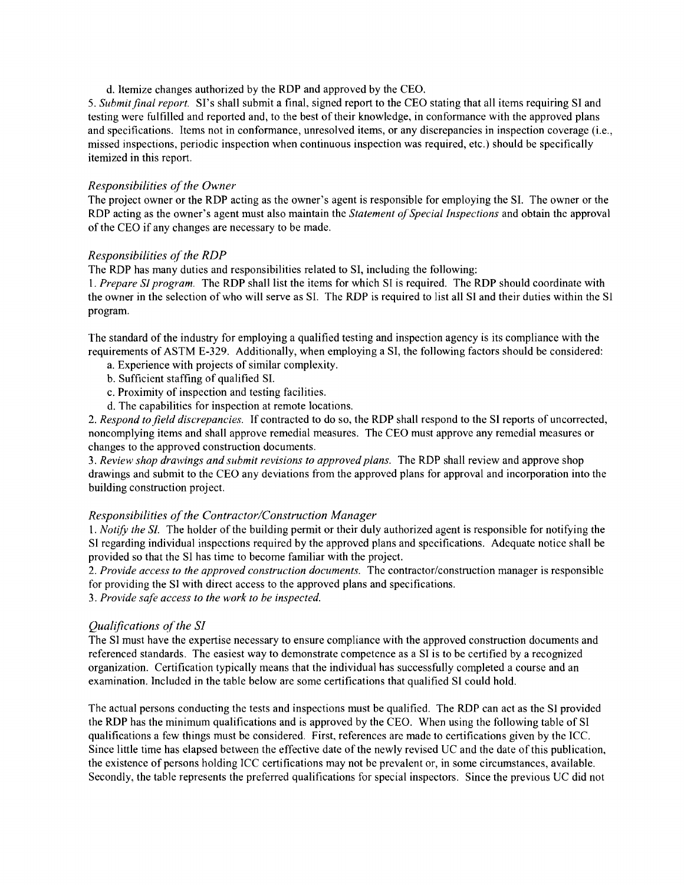d. Itemize changes authorized by the RDP and approved by the CEO.

5. *Submit final report.* SI's shall submit a final, signed report to the CEO stating that all items requiring SI and testing were fulfilled and reported and, to the best of their knowledge, in conformance with the approved plans and specifications. Items not in conformance, unresolved items, or any discrepancies in inspection coverage (i.e., missed inspections, periodic inspection when continuous inspection was required, etc.) should be specifically itemized in this report.

### *Responsibilities of the Owner*

The project owner or the RDP acting as the owner's agent is responsible for employing the SI. The owner or the RDP acting as the owner's agent must also maintain the *Statement of Special Inspections* and obtain the approval of the CEO if any changes are necessary to be made.

### *Responsibilities of the RDP*

The RDP has many duties and responsibilities related to SI, including the following:

1. *Prepare SI program.* The RDP shall list the items for which SI is required. The RDP should coordinate with the owner in the selection of who will serve as SI. The RDP is required to list all SI and their duties within the SI program.

The standard of the industry for employing a qualified testing and inspection agency is its compliance with the requirements of ASTM E-329. Additionally, when employing a SI, the following factors should be considered:

a. Experience with projects of similar complexity.
b. Sufficient staffing of qualified SI.
c. Proximity of inspection and testing facilities.
d. The capabilities for inspection at remote locations.

2. *Respond to field discrepancies.* If contracted to do so, the RDP shall respond to the SI reports of uncorrected, noncomplying items and shall approve remedial measures. The CEO must approve any remedial measures or changes to the approved construction documents.

3. *Review shop drawings and submit revisions to approved plans.* The RDP shall review and approve shop drawings and submit to the CEO any deviations from the approved plans for approval and incorporation into the building construction project.

### *Responsibilities of the Contractor/Construction Manager*

1. *Notify the SI.* The holder of the building permit or their duly authorized agent is responsible for notifying the SI regarding individual inspections required by the approved plans and specifications. Adequate notice shall be provided so that the SI has time to become familiar with the project.

2. *Provide access to the approved construction documents.* The contractor/construction manager is responsible for providing the SI with direct access to the approved plans and specifications.

3. *Provide safe access to the work to be inspected.*

### *Qualifications of the SI*

The SI must have the expertise necessary to ensure compliance with the approved construction documents and referenced standards. The easiest way to demonstrate competence as a SI is to be certified by a recognized organization. Certification typically means that the individual has successfully completed a course and an examination. Included in the table below are some certifications that qualified SI could hold.

The actual persons conducting the tests and inspections must be qualified. The RDP can act as the SI provided the RDP has the minimum qualifications and is approved by the CEO. When using the following table of SI qualifications a few things must be considered. First, references are made to certifications given by the ICC. Since little time has elapsed between the effective date of the newly revised UC and the date of this publication, the existence of persons holding ICC certifications may not be prevalent or, in some circumstances, available. Secondly, the table represents the preferred qualifications for special inspectors. Since the previous UC did not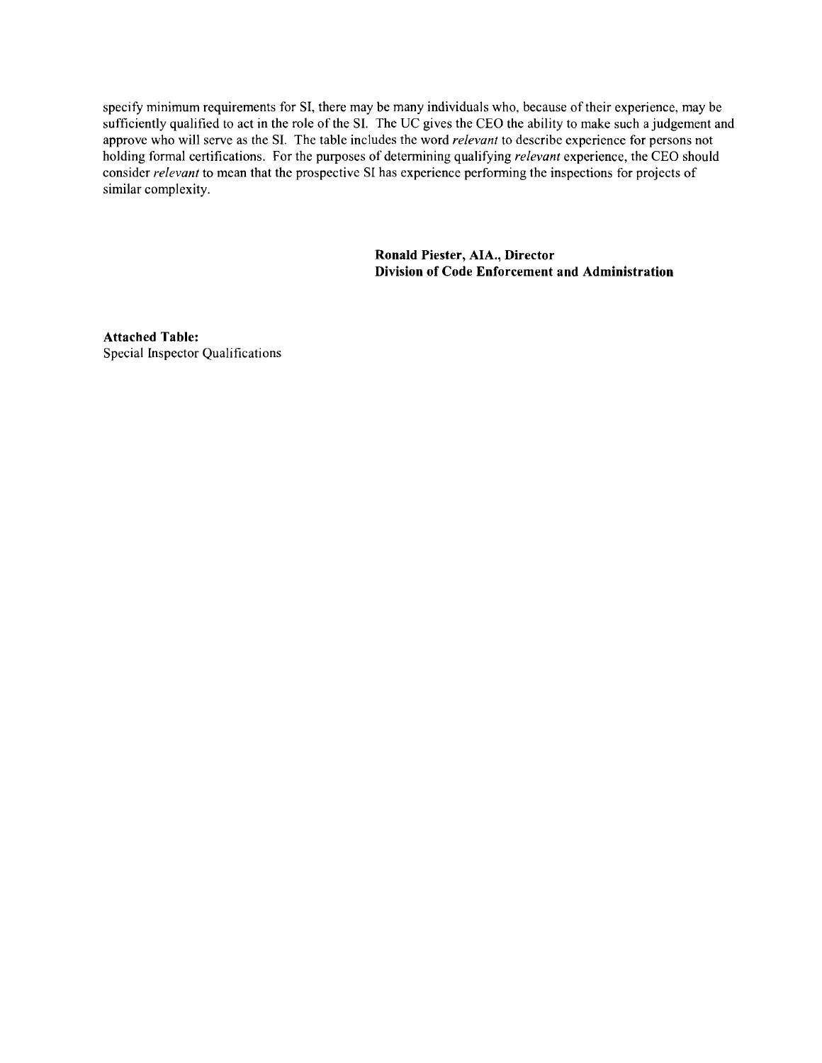specify minimum requirements for SI, there may be many individuals who, because of their experience, may be sufficiently qualified to act in the role of the SI. The UC gives the CEO the ability to make such a judgement and approve who will serve as the SI. The table includes the word *relevant* to describe experience for persons not holding formal certifications. For the purposes of determining qualifying *relevant* experience, the CEO should consider *relevant* to mean that the prospective SI has experience performing the inspections for projects of similar complexity.

**Ronald Piester, AIA., Director**
**Division of Code Enforcement and Administration**

**Attached Table:**
Special Inspector Qualifications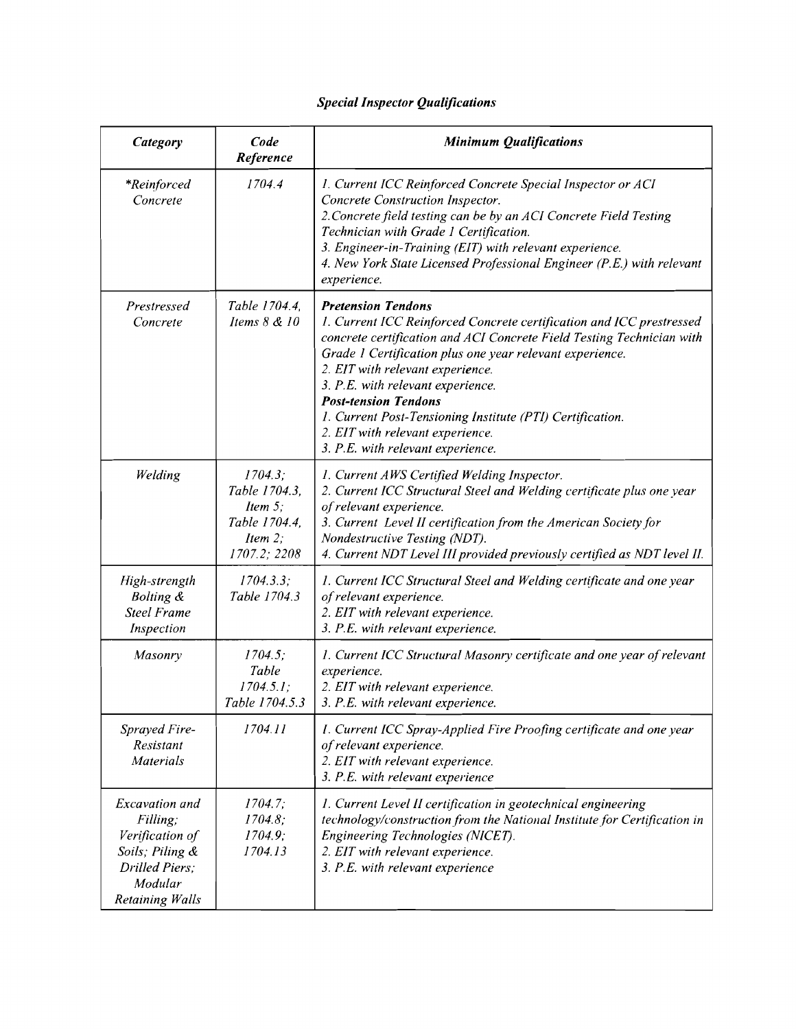### *Special Inspector Qualifications*

| *Category* | *Code Reference* | *Minimum Qualifications* |
|---|---|---|
| *\*Reinforced Concrete* | *1704.4* | *1. Current ICC Reinforced Concrete Special Inspector or ACI Concrete Construction Inspector.*<br>*2. Concrete field testing can be by an ACI Concrete Field Testing Technician with Grade 1 Certification.*<br>*3. Engineer-in-Training (EIT) with relevant experience.*<br>*4. New York State Licensed Professional Engineer (P.E.) with relevant experience.* |
| *Prestressed Concrete* | *Table 1704.4, Items 8 & 10* | ***Pretension Tendons***<br>*1. Current ICC Reinforced Concrete certification and ICC prestressed concrete certification and ACI Concrete Field Testing Technician with Grade 1 Certification plus one year relevant experience.*<br>*2. EIT with relevant experience.*<br>*3. P.E. with relevant experience.*<br>***Post-tension Tendons***<br>*1. Current Post-Tensioning Institute (PTI) Certification.*<br>*2. EIT with relevant experience.*<br>*3. P.E. with relevant experience.* |
| *Welding* | *1704.3; Table 1704.3, Item 5; Table 1704.4, Item 2; 1707.2; 2208* | *1. Current AWS Certified Welding Inspector.*<br>*2. Current ICC Structural Steel and Welding certificate plus one year of relevant experience.*<br>*3. Current Level II certification from the American Society for Nondestructive Testing (NDT).*<br>*4. Current NDT Level III provided previously certified as NDT level II.* |
| *High-strength Bolting & Steel Frame Inspection* | *1704.3.3; Table 1704.3* | *1. Current ICC Structural Steel and Welding certificate and one year of relevant experience.*<br>*2. EIT with relevant experience.*<br>*3. P.E. with relevant experience.* |
| *Masonry* | *1704.5; Table 1704.5.1; Table 1704.5.3* | *1. Current ICC Structural Masonry certificate and one year of relevant experience.*<br>*2. EIT with relevant experience.*<br>*3. P.E. with relevant experience.* |
| *Sprayed Fire-Resistant Materials* | *1704.11* | *1. Current ICC Spray-Applied Fire Proofing certificate and one year of relevant experience.*<br>*2. EIT with relevant experience.*<br>*3. P.E. with relevant experience* |
| *Excavation and Filling; Verification of Soils; Piling & Drilled Piers; Modular Retaining Walls* | *1704.7; 1704.8; 1704.9; 1704.13* | *1. Current Level II certification in geotechnical engineering technology/construction from the National Institute for Certification in Engineering Technologies (NICET).*<br>*2. EIT with relevant experience.*<br>*3. P.E. with relevant experience* |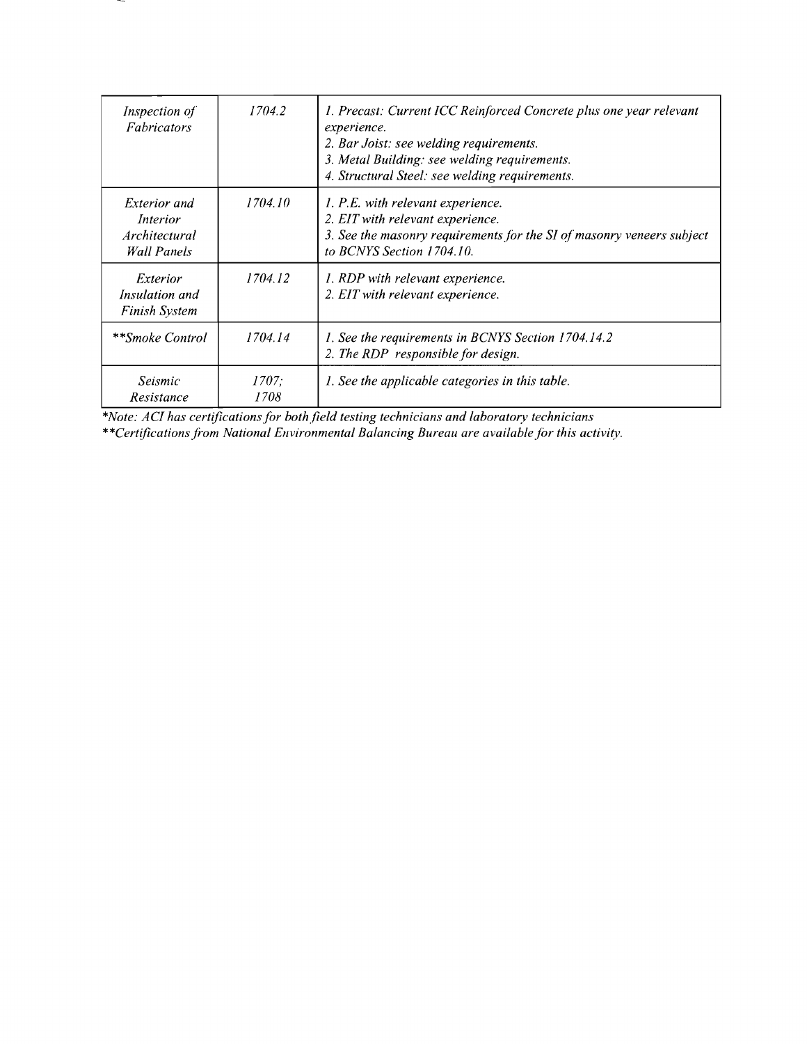| | | |
|---|---|---|
| *Inspection of Fabricators* | *1704.2* | *1. Precast: Current ICC Reinforced Concrete plus one year relevant experience.*<br>*2. Bar Joist: see welding requirements.*<br>*3. Metal Building: see welding requirements.*<br>*4. Structural Steel: see welding requirements.* |
| *Exterior and Interior Architectural Wall Panels* | *1704.10* | *1. P.E. with relevant experience.*<br>*2. EIT with relevant experience.*<br>*3. See the masonry requirements for the SI of masonry veneers subject to BCNYS Section 1704.10.* |
| *Exterior Insulation and Finish System* | *1704.12* | *1. RDP with relevant experience.*<br>*2. EIT with relevant experience.* |
| *\*\*Smoke Control* | *1704.14* | *1. See the requirements in BCNYS Section 1704.14.2*<br>*2. The RDP responsible for design.* |
| *Seismic Resistance* | *1707; 1708* | *1. See the applicable categories in this table.* |

*\*Note: ACI has certifications for both field testing technicians and laboratory technicians*

*\*\*Certifications from National Environmental Balancing Bureau are available for this activity.*